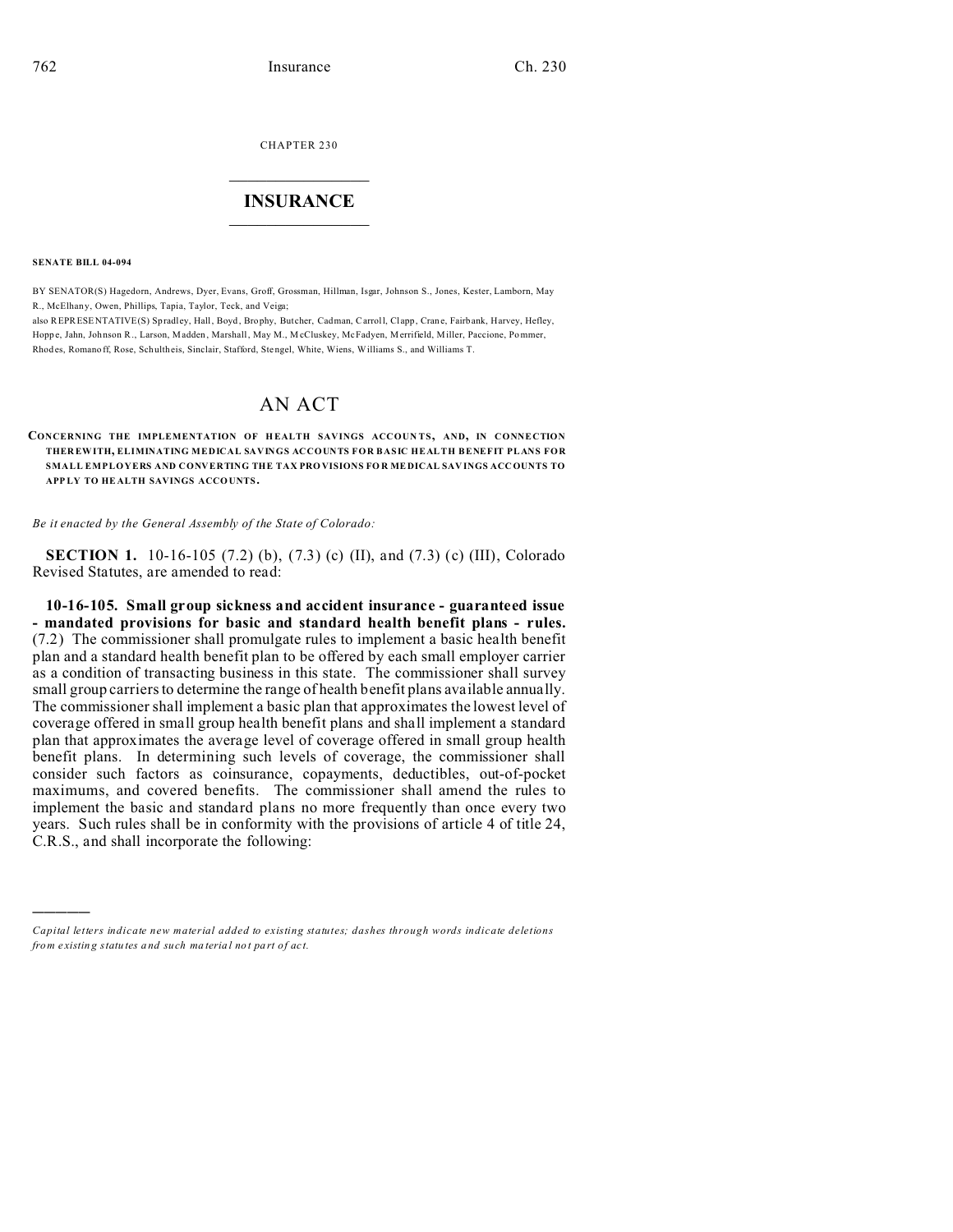CHAPTER 230

# INSURANCE

**SENATE BILL 04-094**

BY SENATOR(S) Hagedorn, Andrews, Dyer, Evans, Groff, Grossman, Hillman, Isgar, Johnson S., Jones, Kester, Lamborn, May R., McElhany, Owen, Phillips, Tapia, Taylor, Teck, and Veiga;
also REPRESENTATIVE(S) Spradley, Hall, Boyd, Brophy, Butcher, Cadman, Carroll, Clapp, Crane, Fairbank, Harvey, Hefley, Hoppe, Jahn, Johnson R., Larson, Madden, Marshall, May M., McCluskey, McFadyen, Merrifield, Miller, Paccione, Pommer, Rhodes, Romanoff, Rose, Schultheis, Sinclair, Stafford, Stengel, White, Wiens, Williams S., and Williams T.

# AN ACT

**CONCERNING THE IMPLEMENTATION OF HEALTH SAVINGS ACCOUNTS, AND, IN CONNECTION THEREWITH, ELIMINATING MEDICAL SAVINGS ACCOUNTS FOR BASIC HEALTH BENEFIT PLANS FOR SMALL EMPLOYERS AND CONVERTING THE TAX PROVISIONS FOR MEDICAL SAVINGS ACCOUNTS TO APPLY TO HEALTH SAVINGS ACCOUNTS.**

*Be it enacted by the General Assembly of the State of Colorado:*

**SECTION 1.** 10-16-105 (7.2) (b), (7.3) (c) (II), and (7.3) (c) (III), Colorado Revised Statutes, are amended to read:

**10-16-105. Small group sickness and accident insurance - guaranteed issue - mandated provisions for basic and standard health benefit plans - rules.** (7.2) The commissioner shall promulgate rules to implement a basic health benefit plan and a standard health benefit plan to be offered by each small employer carrier as a condition of transacting business in this state. The commissioner shall survey small group carriers to determine the range of health benefit plans available annually. The commissioner shall implement a basic plan that approximates the lowest level of coverage offered in small group health benefit plans and shall implement a standard plan that approximates the average level of coverage offered in small group health benefit plans. In determining such levels of coverage, the commissioner shall consider such factors as coinsurance, copayments, deductibles, out-of-pocket maximums, and covered benefits. The commissioner shall amend the rules to implement the basic and standard plans no more frequently than once every two years. Such rules shall be in conformity with the provisions of article 4 of title 24, C.R.S., and shall incorporate the following:

---

*Capital letters indicate new material added to existing statutes; dashes through words indicate deletions from existing statutes and such material not part of act.*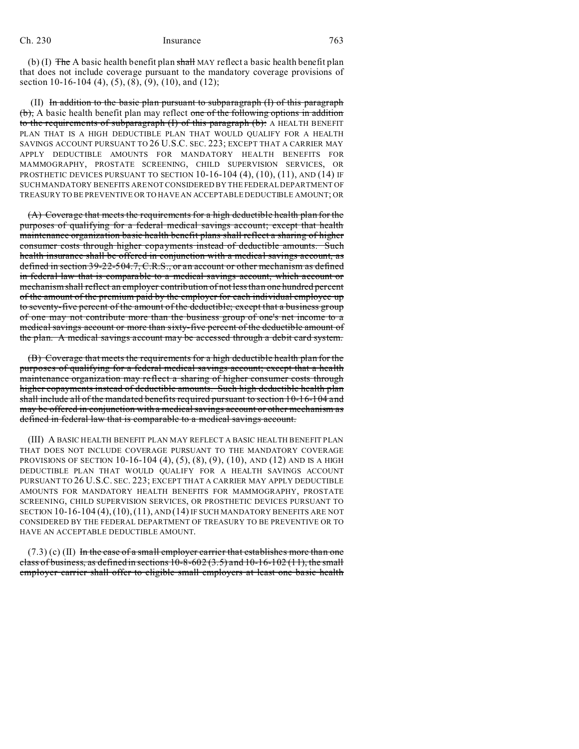(b) (I) ~~The~~ A basic health benefit plan ~~shall~~ MAY reflect a basic health benefit plan that does not include coverage pursuant to the mandatory coverage provisions of section 10-16-104 (4), (5), (8), (9), (10), and (12);

(II) ~~In addition to the basic plan pursuant to subparagraph (I) of this paragraph (b),~~ A basic health benefit plan may reflect ~~one of the following options in addition to the requirements of subparagraph (I) of this paragraph (b):~~ A HEALTH BENEFIT PLAN THAT IS A HIGH DEDUCTIBLE PLAN THAT WOULD QUALIFY FOR A HEALTH SAVINGS ACCOUNT PURSUANT TO 26 U.S.C. SEC. 223; EXCEPT THAT A CARRIER MAY APPLY DEDUCTIBLE AMOUNTS FOR MANDATORY HEALTH BENEFITS FOR MAMMOGRAPHY, PROSTATE SCREENING, CHILD SUPERVISION SERVICES, OR PROSTHETIC DEVICES PURSUANT TO SECTION 10-16-104 (4), (10), (11), AND (14) IF SUCH MANDATORY BENEFITS ARE NOT CONSIDERED BY THE FEDERAL DEPARTMENT OF TREASURY TO BE PREVENTIVE OR TO HAVE AN ACCEPTABLE DEDUCTIBLE AMOUNT; OR

~~(A) Coverage that meets the requirements for a high deductible health plan for the purposes of qualifying for a federal medical savings account; except that health maintenance organization basic health benefit plans shall reflect a sharing of higher consumer costs through higher copayments instead of deductible amounts. Such health insurance shall be offered in conjunction with a medical savings account, as defined in section 39-22-504.7, C.R.S., or an account or other mechanism as defined in federal law that is comparable to a medical savings account, which account or mechanism shall reflect an employer contribution of not less than one hundred percent of the amount of the premium paid by the employer for each individual employee up to seventy-five percent of the amount of the deductible; except that a business group of one may not contribute more than the business group of one's net income to a medical savings account or more than sixty-five percent of the deductible amount of the plan. A medical savings account may be accessed through a debit card system.~~

~~(B) Coverage that meets the requirements for a high deductible health plan for the purposes of qualifying for a federal medical savings account; except that a health maintenance organization may reflect a sharing of higher consumer costs through higher copayments instead of deductible amounts. Such high deductible health plan shall include all of the mandated benefits required pursuant to section 10-16-104 and may be offered in conjunction with a medical savings account or other mechanism as defined in federal law that is comparable to a medical savings account.~~

(III) A BASIC HEALTH BENEFIT PLAN MAY REFLECT A BASIC HEALTH BENEFIT PLAN THAT DOES NOT INCLUDE COVERAGE PURSUANT TO THE MANDATORY COVERAGE PROVISIONS OF SECTION 10-16-104 (4), (5), (8), (9), (10), AND (12) AND IS A HIGH DEDUCTIBLE PLAN THAT WOULD QUALIFY FOR A HEALTH SAVINGS ACCOUNT PURSUANT TO 26 U.S.C. SEC. 223; EXCEPT THAT A CARRIER MAY APPLY DEDUCTIBLE AMOUNTS FOR MANDATORY HEALTH BENEFITS FOR MAMMOGRAPHY, PROSTATE SCREENING, CHILD SUPERVISION SERVICES, OR PROSTHETIC DEVICES PURSUANT TO SECTION 10-16-104 (4), (10), (11), AND (14) IF SUCH MANDATORY BENEFITS ARE NOT CONSIDERED BY THE FEDERAL DEPARTMENT OF TREASURY TO BE PREVENTIVE OR TO HAVE AN ACCEPTABLE DEDUCTIBLE AMOUNT.

(7.3) (c) (II) ~~In the case of a small employer carrier that establishes more than one class of business, as defined in sections 10-8-602 (3.5) and 10-16-102 (11), the small employer carrier shall offer to eligible small employers at least one basic health~~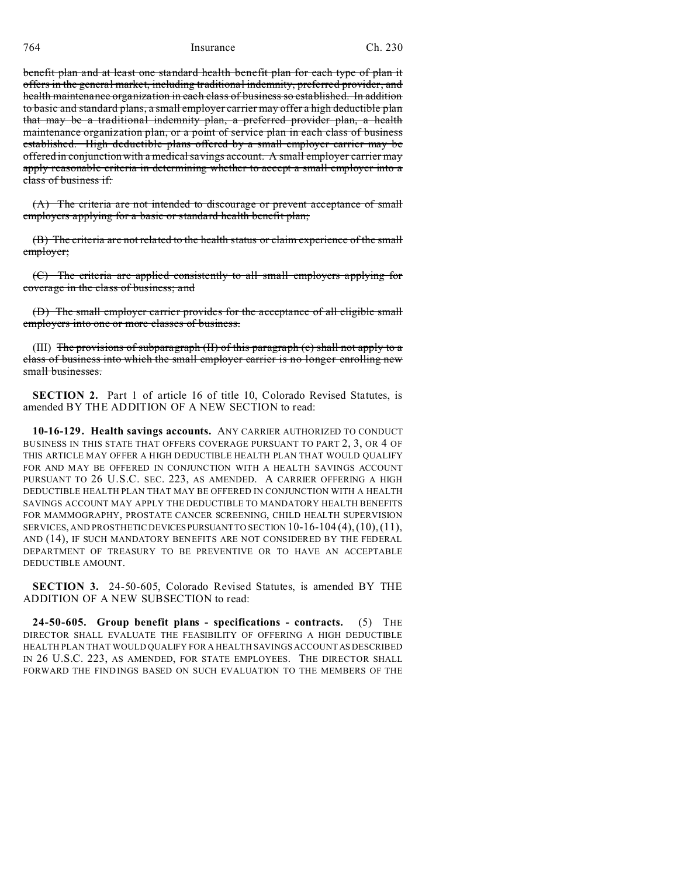~~benefit plan and at least one standard health benefit plan for each type of plan it offers in the general market, including traditional indemnity, preferred provider, and health maintenance organization in each class of business so established. In addition to basic and standard plans, a small employer carrier may offer a high deductible plan that may be a traditional indemnity plan, a preferred provider plan, a health maintenance organization plan, or a point of service plan in each class of business established. High deductible plans offered by a small employer carrier may be offered in conjunction with a medical savings account. A small employer carrier may apply reasonable criteria in determining whether to accept a small employer into a class of business if:~~

~~(A) The criteria are not intended to discourage or prevent acceptance of small employers applying for a basic or standard health benefit plan;~~

~~(B) The criteria are not related to the health status or claim experience of the small employer;~~

~~(C) The criteria are applied consistently to all small employers applying for coverage in the class of business; and~~

~~(D) The small employer carrier provides for the acceptance of all eligible small employers into one or more classes of business.~~

(III) ~~The provisions of subparagraph (II) of this paragraph (c) shall not apply to a class of business into which the small employer carrier is no longer enrolling new small businesses.~~

**SECTION 2.** Part 1 of article 16 of title 10, Colorado Revised Statutes, is amended BY THE ADDITION OF A NEW SECTION to read:

**10-16-129. Health savings accounts.** ANY CARRIER AUTHORIZED TO CONDUCT BUSINESS IN THIS STATE THAT OFFERS COVERAGE PURSUANT TO PART 2, 3, OR 4 OF THIS ARTICLE MAY OFFER A HIGH DEDUCTIBLE HEALTH PLAN THAT WOULD QUALIFY FOR AND MAY BE OFFERED IN CONJUNCTION WITH A HEALTH SAVINGS ACCOUNT PURSUANT TO 26 U.S.C. SEC. 223, AS AMENDED. A CARRIER OFFERING A HIGH DEDUCTIBLE HEALTH PLAN THAT MAY BE OFFERED IN CONJUNCTION WITH A HEALTH SAVINGS ACCOUNT MAY APPLY THE DEDUCTIBLE TO MANDATORY HEALTH BENEFITS FOR MAMMOGRAPHY, PROSTATE CANCER SCREENING, CHILD HEALTH SUPERVISION SERVICES, AND PROSTHETIC DEVICES PURSUANT TO SECTION 10-16-104 (4), (10), (11), AND (14), IF SUCH MANDATORY BENEFITS ARE NOT CONSIDERED BY THE FEDERAL DEPARTMENT OF TREASURY TO BE PREVENTIVE OR TO HAVE AN ACCEPTABLE DEDUCTIBLE AMOUNT.

**SECTION 3.** 24-50-605, Colorado Revised Statutes, is amended BY THE ADDITION OF A NEW SUBSECTION to read:

**24-50-605. Group benefit plans - specifications - contracts.** (5) THE DIRECTOR SHALL EVALUATE THE FEASIBILITY OF OFFERING A HIGH DEDUCTIBLE HEALTH PLAN THAT WOULD QUALIFY FOR A HEALTH SAVINGS ACCOUNT AS DESCRIBED IN 26 U.S.C. 223, AS AMENDED, FOR STATE EMPLOYEES. THE DIRECTOR SHALL FORWARD THE FINDINGS BASED ON SUCH EVALUATION TO THE MEMBERS OF THE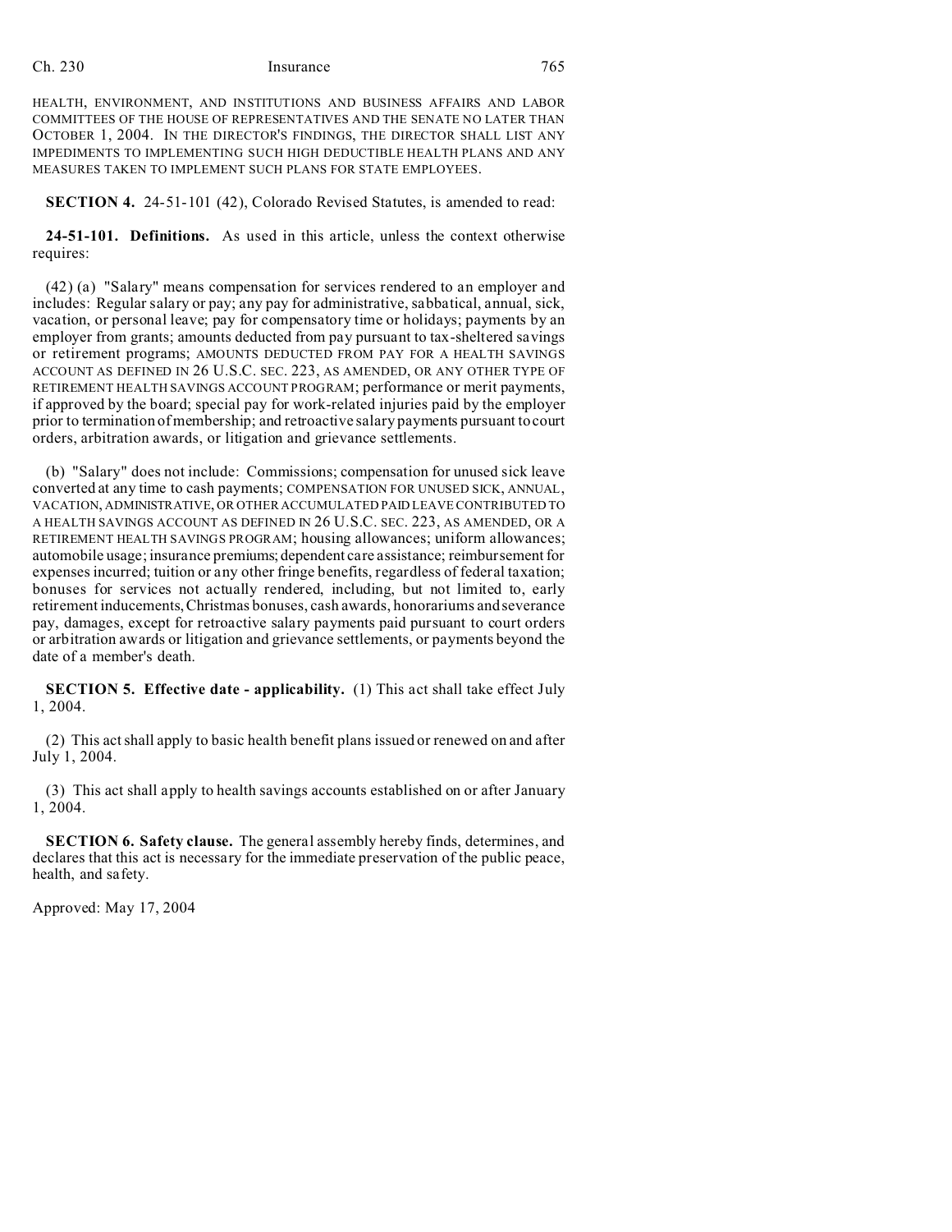HEALTH, ENVIRONMENT, AND INSTITUTIONS AND BUSINESS AFFAIRS AND LABOR COMMITTEES OF THE HOUSE OF REPRESENTATIVES AND THE SENATE NO LATER THAN OCTOBER 1, 2004. IN THE DIRECTOR'S FINDINGS, THE DIRECTOR SHALL LIST ANY IMPEDIMENTS TO IMPLEMENTING SUCH HIGH DEDUCTIBLE HEALTH PLANS AND ANY MEASURES TAKEN TO IMPLEMENT SUCH PLANS FOR STATE EMPLOYEES.

**SECTION 4.** 24-51-101 (42), Colorado Revised Statutes, is amended to read:

**24-51-101. Definitions.** As used in this article, unless the context otherwise requires:

(42) (a) "Salary" means compensation for services rendered to an employer and includes: Regular salary or pay; any pay for administrative, sabbatical, annual, sick, vacation, or personal leave; pay for compensatory time or holidays; payments by an employer from grants; amounts deducted from pay pursuant to tax-sheltered savings or retirement programs; AMOUNTS DEDUCTED FROM PAY FOR A HEALTH SAVINGS ACCOUNT AS DEFINED IN 26 U.S.C. SEC. 223, AS AMENDED, OR ANY OTHER TYPE OF RETIREMENT HEALTH SAVINGS ACCOUNT PROGRAM; performance or merit payments, if approved by the board; special pay for work-related injuries paid by the employer prior to termination of membership; and retroactive salary payments pursuant to court orders, arbitration awards, or litigation and grievance settlements.

(b) "Salary" does not include: Commissions; compensation for unused sick leave converted at any time to cash payments; COMPENSATION FOR UNUSED SICK, ANNUAL, VACATION, ADMINISTRATIVE, OR OTHER ACCUMULATED PAID LEAVE CONTRIBUTED TO A HEALTH SAVINGS ACCOUNT AS DEFINED IN 26 U.S.C. SEC. 223, AS AMENDED, OR A RETIREMENT HEALTH SAVINGS PROGRAM; housing allowances; uniform allowances; automobile usage; insurance premiums; dependent care assistance; reimbursement for expenses incurred; tuition or any other fringe benefits, regardless of federal taxation; bonuses for services not actually rendered, including, but not limited to, early retirement inducements, Christmas bonuses, cash awards, honorariums and severance pay, damages, except for retroactive salary payments paid pursuant to court orders or arbitration awards or litigation and grievance settlements, or payments beyond the date of a member's death.

**SECTION 5. Effective date - applicability.** (1) This act shall take effect July 1, 2004.

(2) This act shall apply to basic health benefit plans issued or renewed on and after July 1, 2004.

(3) This act shall apply to health savings accounts established on or after January 1, 2004.

**SECTION 6. Safety clause.** The general assembly hereby finds, determines, and declares that this act is necessary for the immediate preservation of the public peace, health, and safety.

Approved: May 17, 2004